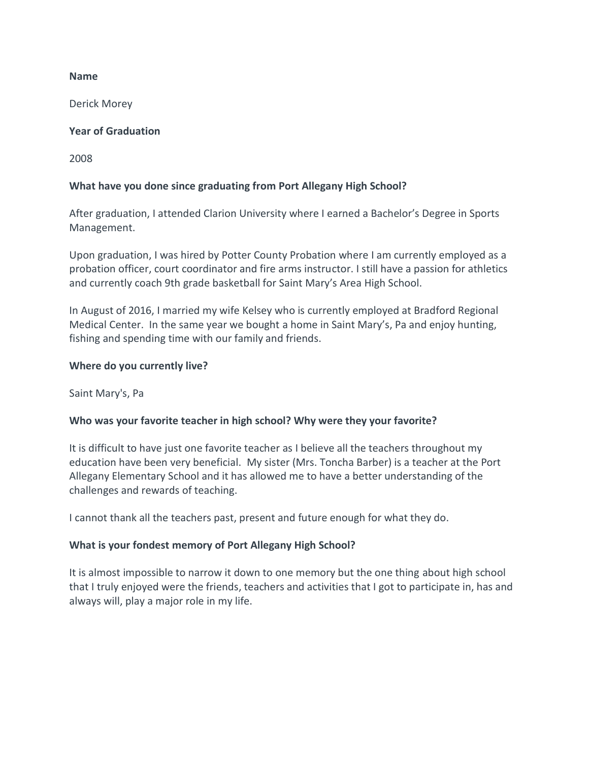**Name**

Derick Morey

**Year of Graduation**

2008

**What have you done since graduating from Port Allegany High School?**

After graduation, I attended Clarion University where I earned a Bachelor's Degree in Sports Management.

Upon graduation, I was hired by Potter County Probation where I am currently employed as a probation officer, court coordinator and fire arms instructor. I still have a passion for athletics and currently coach 9th grade basketball for Saint Mary's Area High School.

In August of 2016, I married my wife Kelsey who is currently employed at Bradford Regional Medical Center. In the same year we bought a home in Saint Mary's, Pa and enjoy hunting, fishing and spending time with our family and friends.

**Where do you currently live?**

Saint Mary's, Pa

**Who was your favorite teacher in high school? Why were they your favorite?**

It is difficult to have just one favorite teacher as I believe all the teachers throughout my education have been very beneficial. My sister (Mrs. Toncha Barber) is a teacher at the Port Allegany Elementary School and it has allowed me to have a better understanding of the challenges and rewards of teaching.

I cannot thank all the teachers past, present and future enough for what they do.

**What is your fondest memory of Port Allegany High School?**

It is almost impossible to narrow it down to one memory but the one thing about high school that I truly enjoyed were the friends, teachers and activities that I got to participate in, has and always will, play a major role in my life.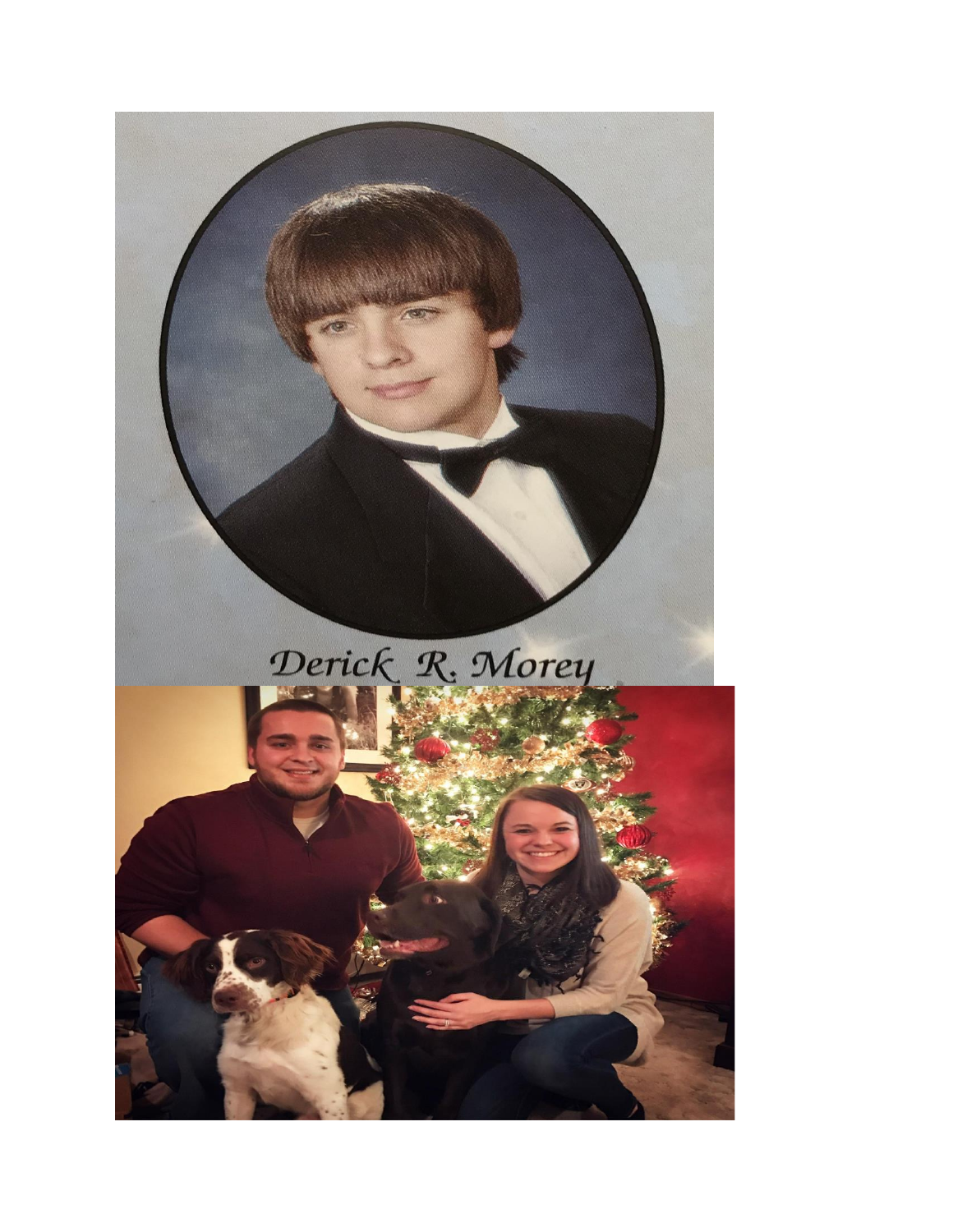Derick R. Morey